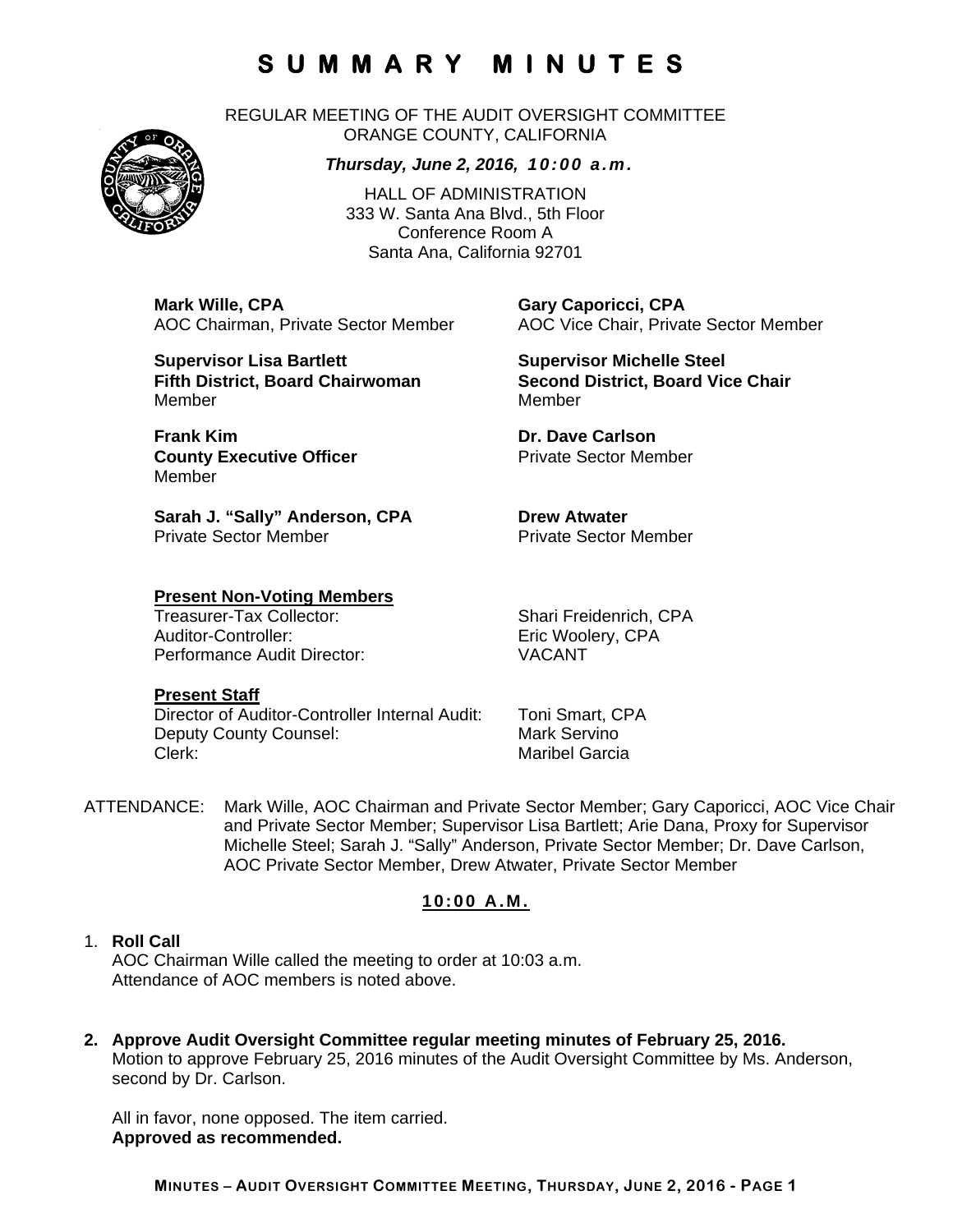# SUMMARY MINUTES

REGULAR MEETING OF THE AUDIT OVERSIGHT COMMITTEE
ORANGE COUNTY, CALIFORNIA

***Thursday, June 2, 2016, 10:00 a.m.***

HALL OF ADMINISTRATION
333 W. Santa Ana Blvd., 5th Floor
Conference Room A
Santa Ana, California 92701

**Mark Wille, CPA**
AOC Chairman, Private Sector Member

**Gary Caporicci, CPA**
AOC Vice Chair, Private Sector Member

**Supervisor Lisa Bartlett**
**Fifth District, Board Chairwoman**
Member

**Supervisor Michelle Steel**
**Second District, Board Vice Chair**
Member

**Frank Kim**
**County Executive Officer**
Member

**Dr. Dave Carlson**
Private Sector Member

**Sarah J. "Sally" Anderson, CPA**
Private Sector Member

**Drew Atwater**
Private Sector Member

**Present Non-Voting Members**

Treasurer-Tax Collector: Shari Freidenrich, CPA
Auditor-Controller: Eric Woolery, CPA
Performance Audit Director: VACANT

**Present Staff**

Director of Auditor-Controller Internal Audit: Toni Smart, CPA
Deputy County Counsel: Mark Servino
Clerk: Maribel Garcia

ATTENDANCE: Mark Wille, AOC Chairman and Private Sector Member; Gary Caporicci, AOC Vice Chair and Private Sector Member; Supervisor Lisa Bartlett; Arie Dana, Proxy for Supervisor Michelle Steel; Sarah J. "Sally" Anderson, Private Sector Member; Dr. Dave Carlson, AOC Private Sector Member, Drew Atwater, Private Sector Member

**10:00 A.M.**

1. **Roll Call**
   AOC Chairman Wille called the meeting to order at 10:03 a.m.
   Attendance of AOC members is noted above.

2. **Approve Audit Oversight Committee regular meeting minutes of February 25, 2016.**
   Motion to approve February 25, 2016 minutes of the Audit Oversight Committee by Ms. Anderson, second by Dr. Carlson.

   All in favor, none opposed. The item carried.
   **Approved as recommended.**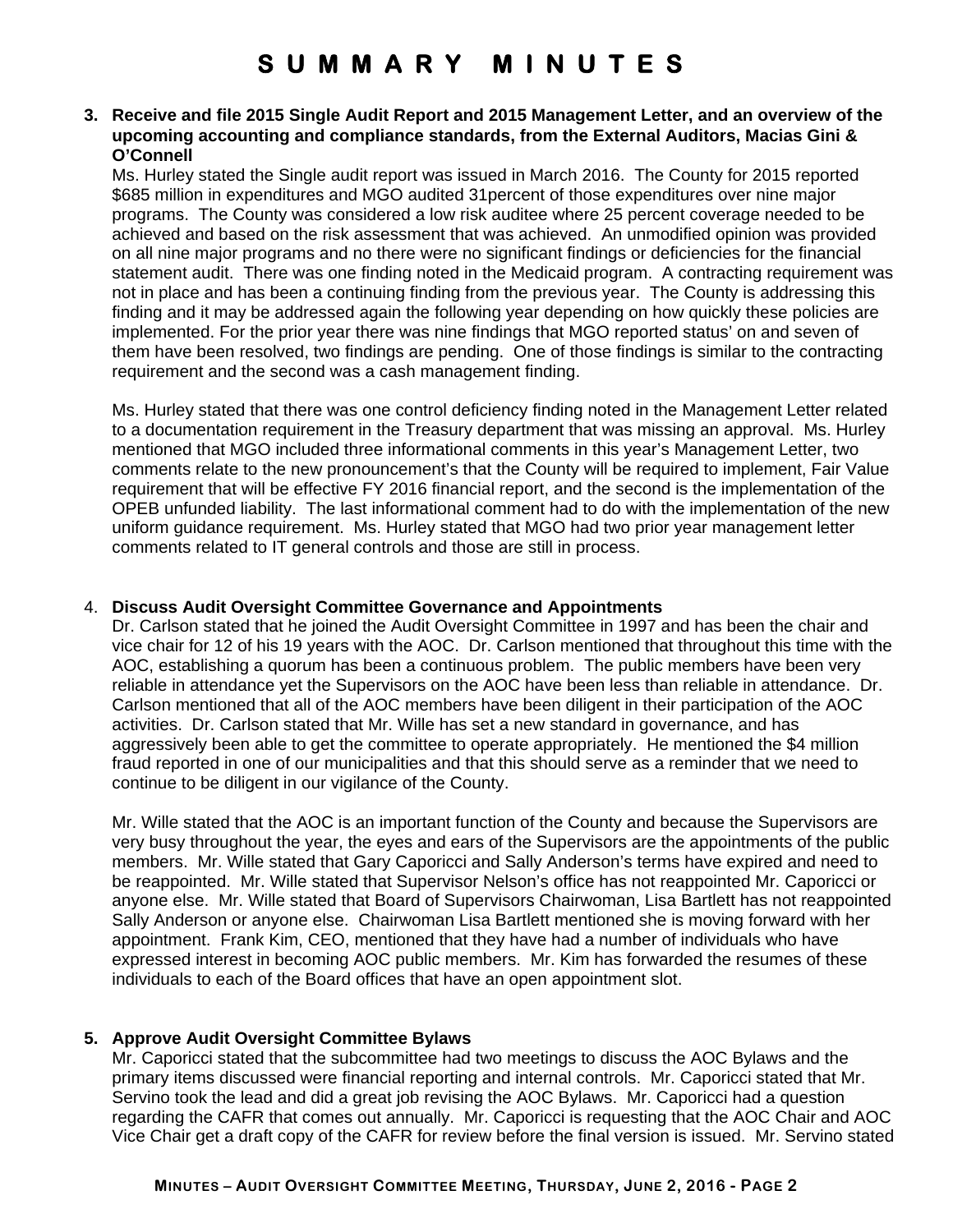# SUMMARY MINUTES

**3. Receive and file 2015 Single Audit Report and 2015 Management Letter, and an overview of the upcoming accounting and compliance standards, from the External Auditors, Macias Gini & O'Connell**

Ms. Hurley stated the Single audit report was issued in March 2016. The County for 2015 reported $685 million in expenditures and MGO audited 31percent of those expenditures over nine major programs. The County was considered a low risk auditee where 25 percent coverage needed to be achieved and based on the risk assessment that was achieved. An unmodified opinion was provided on all nine major programs and no there were no significant findings or deficiencies for the financial statement audit. There was one finding noted in the Medicaid program. A contracting requirement was not in place and has been a continuing finding from the previous year. The County is addressing this finding and it may be addressed again the following year depending on how quickly these policies are implemented. For the prior year there was nine findings that MGO reported status' on and seven of them have been resolved, two findings are pending. One of those findings is similar to the contracting requirement and the second was a cash management finding.

Ms. Hurley stated that there was one control deficiency finding noted in the Management Letter related to a documentation requirement in the Treasury department that was missing an approval. Ms. Hurley mentioned that MGO included three informational comments in this year's Management Letter, two comments relate to the new pronouncement's that the County will be required to implement, Fair Value requirement that will be effective FY 2016 financial report, and the second is the implementation of the OPEB unfunded liability. The last informational comment had to do with the implementation of the new uniform guidance requirement. Ms. Hurley stated that MGO had two prior year management letter comments related to IT general controls and those are still in process.

4. **Discuss Audit Oversight Committee Governance and Appointments**

Dr. Carlson stated that he joined the Audit Oversight Committee in 1997 and has been the chair and vice chair for 12 of his 19 years with the AOC. Dr. Carlson mentioned that throughout this time with the AOC, establishing a quorum has been a continuous problem. The public members have been very reliable in attendance yet the Supervisors on the AOC have been less than reliable in attendance. Dr. Carlson mentioned that all of the AOC members have been diligent in their participation of the AOC activities. Dr. Carlson stated that Mr. Wille has set a new standard in governance, and has aggressively been able to get the committee to operate appropriately. He mentioned the $4 million fraud reported in one of our municipalities and that this should serve as a reminder that we need to continue to be diligent in our vigilance of the County.

Mr. Wille stated that the AOC is an important function of the County and because the Supervisors are very busy throughout the year, the eyes and ears of the Supervisors are the appointments of the public members. Mr. Wille stated that Gary Caporicci and Sally Anderson's terms have expired and need to be reappointed. Mr. Wille stated that Supervisor Nelson's office has not reappointed Mr. Caporicci or anyone else. Mr. Wille stated that Board of Supervisors Chairwoman, Lisa Bartlett has not reappointed Sally Anderson or anyone else. Chairwoman Lisa Bartlett mentioned she is moving forward with her appointment. Frank Kim, CEO, mentioned that they have had a number of individuals who have expressed interest in becoming AOC public members. Mr. Kim has forwarded the resumes of these individuals to each of the Board offices that have an open appointment slot.

**5. Approve Audit Oversight Committee Bylaws**

Mr. Caporicci stated that the subcommittee had two meetings to discuss the AOC Bylaws and the primary items discussed were financial reporting and internal controls. Mr. Caporicci stated that Mr. Servino took the lead and did a great job revising the AOC Bylaws. Mr. Caporicci had a question regarding the CAFR that comes out annually. Mr. Caporicci is requesting that the AOC Chair and AOC Vice Chair get a draft copy of the CAFR for review before the final version is issued. Mr. Servino stated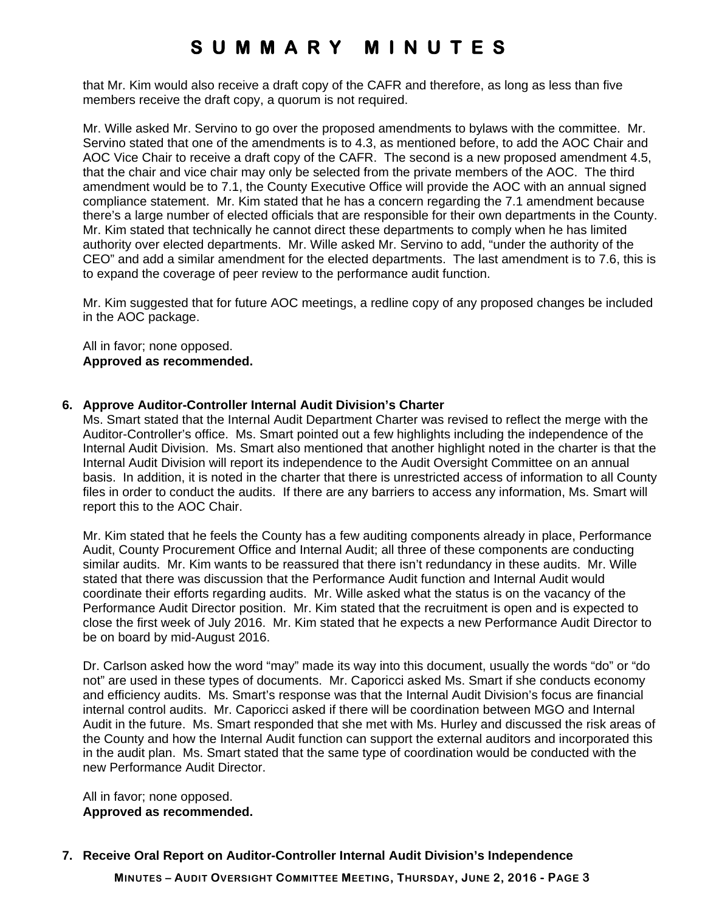that Mr. Kim would also receive a draft copy of the CAFR and therefore, as long as less than five members receive the draft copy, a quorum is not required.

Mr. Wille asked Mr. Servino to go over the proposed amendments to bylaws with the committee. Mr. Servino stated that one of the amendments is to 4.3, as mentioned before, to add the AOC Chair and AOC Vice Chair to receive a draft copy of the CAFR. The second is a new proposed amendment 4.5, that the chair and vice chair may only be selected from the private members of the AOC. The third amendment would be to 7.1, the County Executive Office will provide the AOC with an annual signed compliance statement. Mr. Kim stated that he has a concern regarding the 7.1 amendment because there's a large number of elected officials that are responsible for their own departments in the County. Mr. Kim stated that technically he cannot direct these departments to comply when he has limited authority over elected departments. Mr. Wille asked Mr. Servino to add, "under the authority of the CEO" and add a similar amendment for the elected departments. The last amendment is to 7.6, this is to expand the coverage of peer review to the performance audit function.

Mr. Kim suggested that for future AOC meetings, a redline copy of any proposed changes be included in the AOC package.

All in favor; none opposed.
**Approved as recommended.**

**6. Approve Auditor-Controller Internal Audit Division's Charter**

Ms. Smart stated that the Internal Audit Department Charter was revised to reflect the merge with the Auditor-Controller's office. Ms. Smart pointed out a few highlights including the independence of the Internal Audit Division. Ms. Smart also mentioned that another highlight noted in the charter is that the Internal Audit Division will report its independence to the Audit Oversight Committee on an annual basis. In addition, it is noted in the charter that there is unrestricted access of information to all County files in order to conduct the audits. If there are any barriers to access any information, Ms. Smart will report this to the AOC Chair.

Mr. Kim stated that he feels the County has a few auditing components already in place, Performance Audit, County Procurement Office and Internal Audit; all three of these components are conducting similar audits. Mr. Kim wants to be reassured that there isn't redundancy in these audits. Mr. Wille stated that there was discussion that the Performance Audit function and Internal Audit would coordinate their efforts regarding audits. Mr. Wille asked what the status is on the vacancy of the Performance Audit Director position. Mr. Kim stated that the recruitment is open and is expected to close the first week of July 2016. Mr. Kim stated that he expects a new Performance Audit Director to be on board by mid-August 2016.

Dr. Carlson asked how the word "may" made its way into this document, usually the words "do" or "do not" are used in these types of documents. Mr. Caporicci asked Ms. Smart if she conducts economy and efficiency audits. Ms. Smart's response was that the Internal Audit Division's focus are financial internal control audits. Mr. Caporicci asked if there will be coordination between MGO and Internal Audit in the future. Ms. Smart responded that she met with Ms. Hurley and discussed the risk areas of the County and how the Internal Audit function can support the external auditors and incorporated this in the audit plan. Ms. Smart stated that the same type of coordination would be conducted with the new Performance Audit Director.

All in favor; none opposed.
**Approved as recommended.**

**7. Receive Oral Report on Auditor-Controller Internal Audit Division's Independence**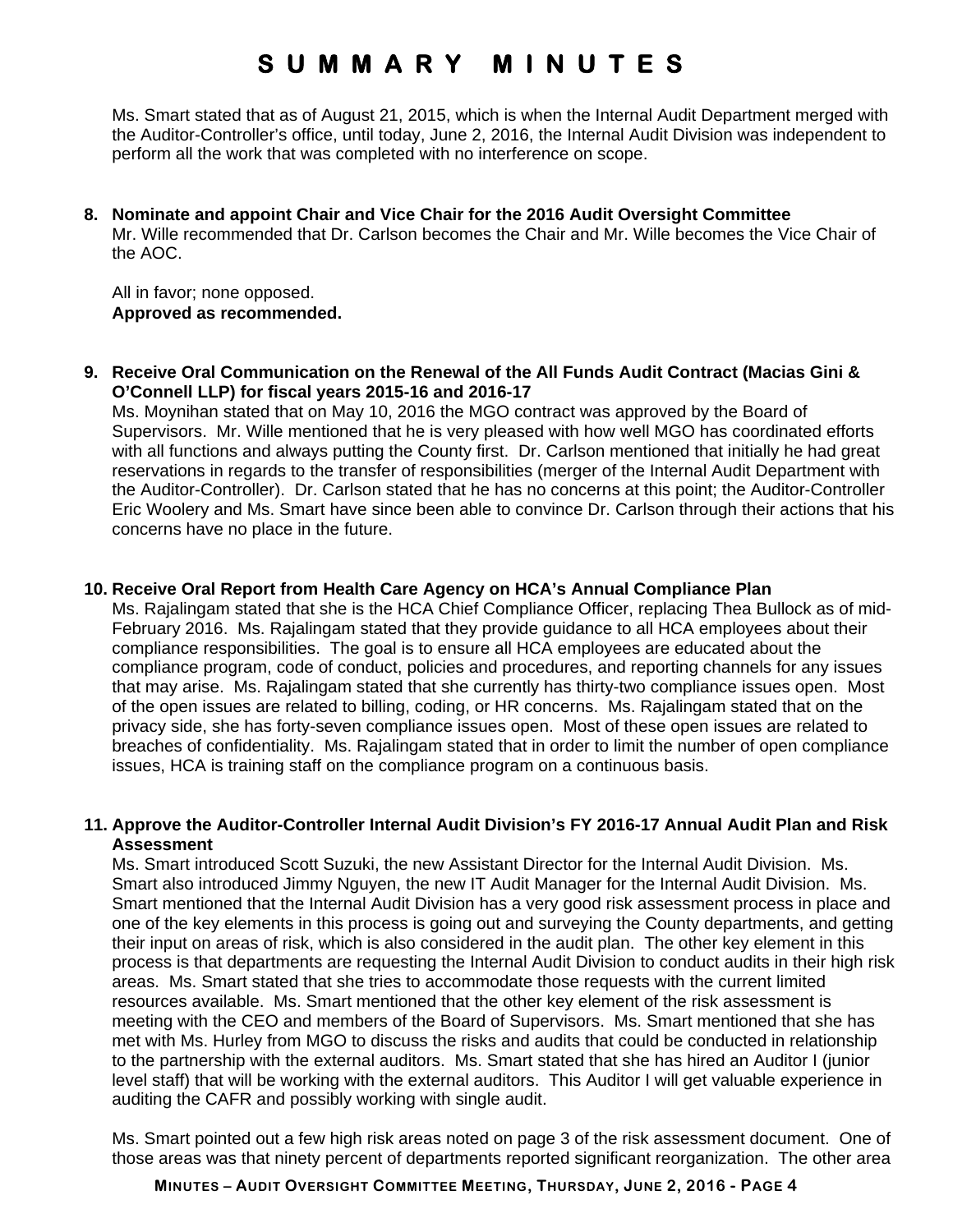Ms. Smart stated that as of August 21, 2015, which is when the Internal Audit Department merged with the Auditor-Controller's office, until today, June 2, 2016, the Internal Audit Division was independent to perform all the work that was completed with no interference on scope.

**8. Nominate and appoint Chair and Vice Chair for the 2016 Audit Oversight Committee**

Mr. Wille recommended that Dr. Carlson becomes the Chair and Mr. Wille becomes the Vice Chair of the AOC.

All in favor; none opposed.
**Approved as recommended.**

**9. Receive Oral Communication on the Renewal of the All Funds Audit Contract (Macias Gini & O'Connell LLP) for fiscal years 2015-16 and 2016-17**

Ms. Moynihan stated that on May 10, 2016 the MGO contract was approved by the Board of Supervisors. Mr. Wille mentioned that he is very pleased with how well MGO has coordinated efforts with all functions and always putting the County first. Dr. Carlson mentioned that initially he had great reservations in regards to the transfer of responsibilities (merger of the Internal Audit Department with the Auditor-Controller). Dr. Carlson stated that he has no concerns at this point; the Auditor-Controller Eric Woolery and Ms. Smart have since been able to convince Dr. Carlson through their actions that his concerns have no place in the future.

**10. Receive Oral Report from Health Care Agency on HCA's Annual Compliance Plan**

Ms. Rajalingam stated that she is the HCA Chief Compliance Officer, replacing Thea Bullock as of mid-February 2016. Ms. Rajalingam stated that they provide guidance to all HCA employees about their compliance responsibilities. The goal is to ensure all HCA employees are educated about the compliance program, code of conduct, policies and procedures, and reporting channels for any issues that may arise. Ms. Rajalingam stated that she currently has thirty-two compliance issues open. Most of the open issues are related to billing, coding, or HR concerns. Ms. Rajalingam stated that on the privacy side, she has forty-seven compliance issues open. Most of these open issues are related to breaches of confidentiality. Ms. Rajalingam stated that in order to limit the number of open compliance issues, HCA is training staff on the compliance program on a continuous basis.

**11. Approve the Auditor-Controller Internal Audit Division's FY 2016-17 Annual Audit Plan and Risk Assessment**

Ms. Smart introduced Scott Suzuki, the new Assistant Director for the Internal Audit Division. Ms. Smart also introduced Jimmy Nguyen, the new IT Audit Manager for the Internal Audit Division. Ms. Smart mentioned that the Internal Audit Division has a very good risk assessment process in place and one of the key elements in this process is going out and surveying the County departments, and getting their input on areas of risk, which is also considered in the audit plan. The other key element in this process is that departments are requesting the Internal Audit Division to conduct audits in their high risk areas. Ms. Smart stated that she tries to accommodate those requests with the current limited resources available. Ms. Smart mentioned that the other key element of the risk assessment is meeting with the CEO and members of the Board of Supervisors. Ms. Smart mentioned that she has met with Ms. Hurley from MGO to discuss the risks and audits that could be conducted in relationship to the partnership with the external auditors. Ms. Smart stated that she has hired an Auditor I (junior level staff) that will be working with the external auditors. This Auditor I will get valuable experience in auditing the CAFR and possibly working with single audit.

Ms. Smart pointed out a few high risk areas noted on page 3 of the risk assessment document. One of those areas was that ninety percent of departments reported significant reorganization. The other area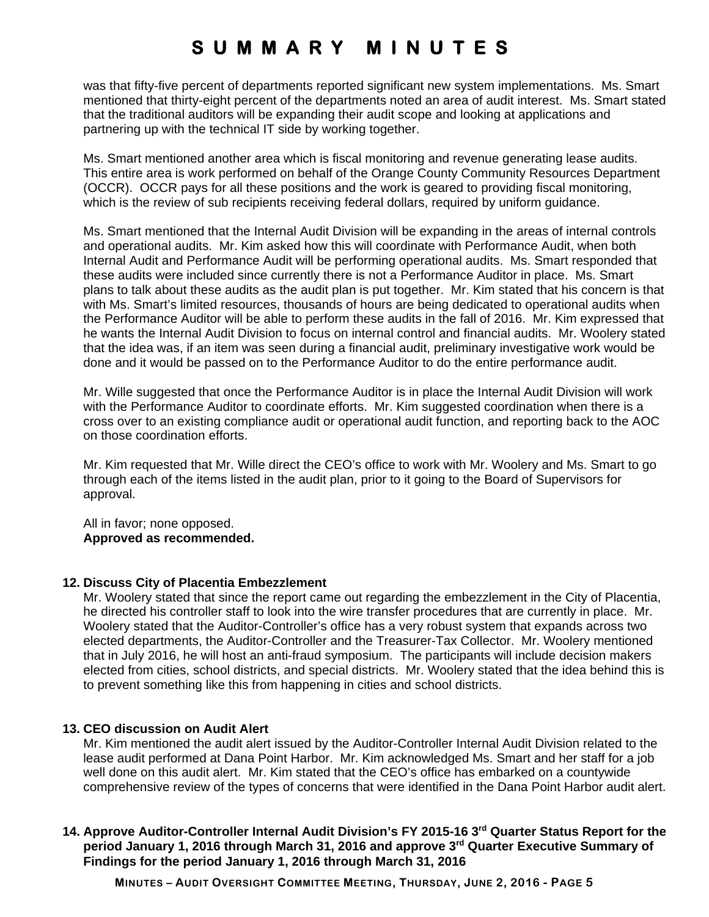was that fifty-five percent of departments reported significant new system implementations. Ms. Smart mentioned that thirty-eight percent of the departments noted an area of audit interest. Ms. Smart stated that the traditional auditors will be expanding their audit scope and looking at applications and partnering up with the technical IT side by working together.

Ms. Smart mentioned another area which is fiscal monitoring and revenue generating lease audits. This entire area is work performed on behalf of the Orange County Community Resources Department (OCCR). OCCR pays for all these positions and the work is geared to providing fiscal monitoring, which is the review of sub recipients receiving federal dollars, required by uniform guidance.

Ms. Smart mentioned that the Internal Audit Division will be expanding in the areas of internal controls and operational audits. Mr. Kim asked how this will coordinate with Performance Audit, when both Internal Audit and Performance Audit will be performing operational audits. Ms. Smart responded that these audits were included since currently there is not a Performance Auditor in place. Ms. Smart plans to talk about these audits as the audit plan is put together. Mr. Kim stated that his concern is that with Ms. Smart's limited resources, thousands of hours are being dedicated to operational audits when the Performance Auditor will be able to perform these audits in the fall of 2016. Mr. Kim expressed that he wants the Internal Audit Division to focus on internal control and financial audits. Mr. Woolery stated that the idea was, if an item was seen during a financial audit, preliminary investigative work would be done and it would be passed on to the Performance Auditor to do the entire performance audit.

Mr. Wille suggested that once the Performance Auditor is in place the Internal Audit Division will work with the Performance Auditor to coordinate efforts. Mr. Kim suggested coordination when there is a cross over to an existing compliance audit or operational audit function, and reporting back to the AOC on those coordination efforts.

Mr. Kim requested that Mr. Wille direct the CEO's office to work with Mr. Woolery and Ms. Smart to go through each of the items listed in the audit plan, prior to it going to the Board of Supervisors for approval.

All in favor; none opposed.
**Approved as recommended.**

**12. Discuss City of Placentia Embezzlement**

Mr. Woolery stated that since the report came out regarding the embezzlement in the City of Placentia, he directed his controller staff to look into the wire transfer procedures that are currently in place. Mr. Woolery stated that the Auditor-Controller's office has a very robust system that expands across two elected departments, the Auditor-Controller and the Treasurer-Tax Collector. Mr. Woolery mentioned that in July 2016, he will host an anti-fraud symposium. The participants will include decision makers elected from cities, school districts, and special districts. Mr. Woolery stated that the idea behind this is to prevent something like this from happening in cities and school districts.

**13. CEO discussion on Audit Alert**

Mr. Kim mentioned the audit alert issued by the Auditor-Controller Internal Audit Division related to the lease audit performed at Dana Point Harbor. Mr. Kim acknowledged Ms. Smart and her staff for a job well done on this audit alert. Mr. Kim stated that the CEO's office has embarked on a countywide comprehensive review of the types of concerns that were identified in the Dana Point Harbor audit alert.

**14. Approve Auditor-Controller Internal Audit Division's FY 2015-16 3rd Quarter Status Report for the period January 1, 2016 through March 31, 2016 and approve 3rd Quarter Executive Summary of Findings for the period January 1, 2016 through March 31, 2016**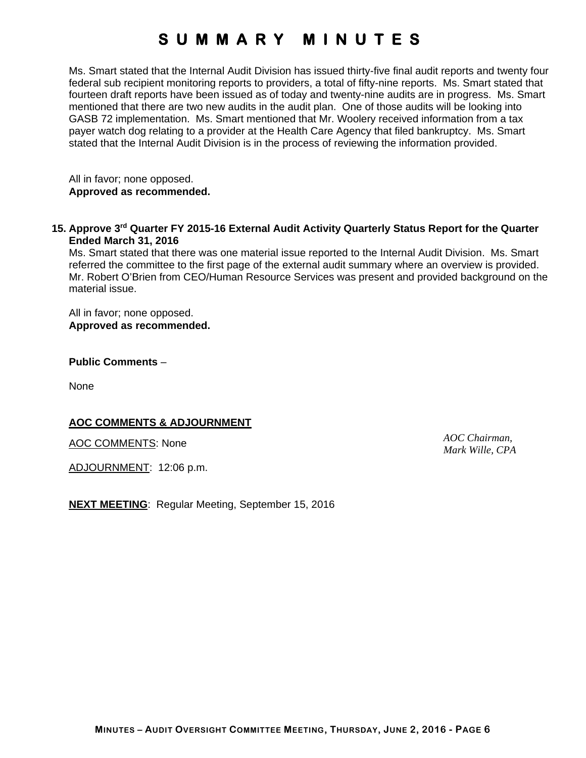Ms. Smart stated that the Internal Audit Division has issued thirty-five final audit reports and twenty four federal sub recipient monitoring reports to providers, a total of fifty-nine reports. Ms. Smart stated that fourteen draft reports have been issued as of today and twenty-nine audits are in progress. Ms. Smart mentioned that there are two new audits in the audit plan. One of those audits will be looking into GASB 72 implementation. Ms. Smart mentioned that Mr. Woolery received information from a tax payer watch dog relating to a provider at the Health Care Agency that filed bankruptcy. Ms. Smart stated that the Internal Audit Division is in the process of reviewing the information provided.

All in favor; none opposed.
**Approved as recommended.**

**15. Approve 3rd Quarter FY 2015-16 External Audit Activity Quarterly Status Report for the Quarter Ended March 31, 2016**

Ms. Smart stated that there was one material issue reported to the Internal Audit Division. Ms. Smart referred the committee to the first page of the external audit summary where an overview is provided. Mr. Robert O'Brien from CEO/Human Resource Services was present and provided background on the material issue.

All in favor; none opposed.
**Approved as recommended.**

**Public Comments** –

None

**AOC COMMENTS & ADJOURNMENT**

AOC COMMENTS: None

*AOC Chairman,*
*Mark Wille, CPA*

ADJOURNMENT: 12:06 p.m.

**NEXT MEETING**: Regular Meeting, September 15, 2016